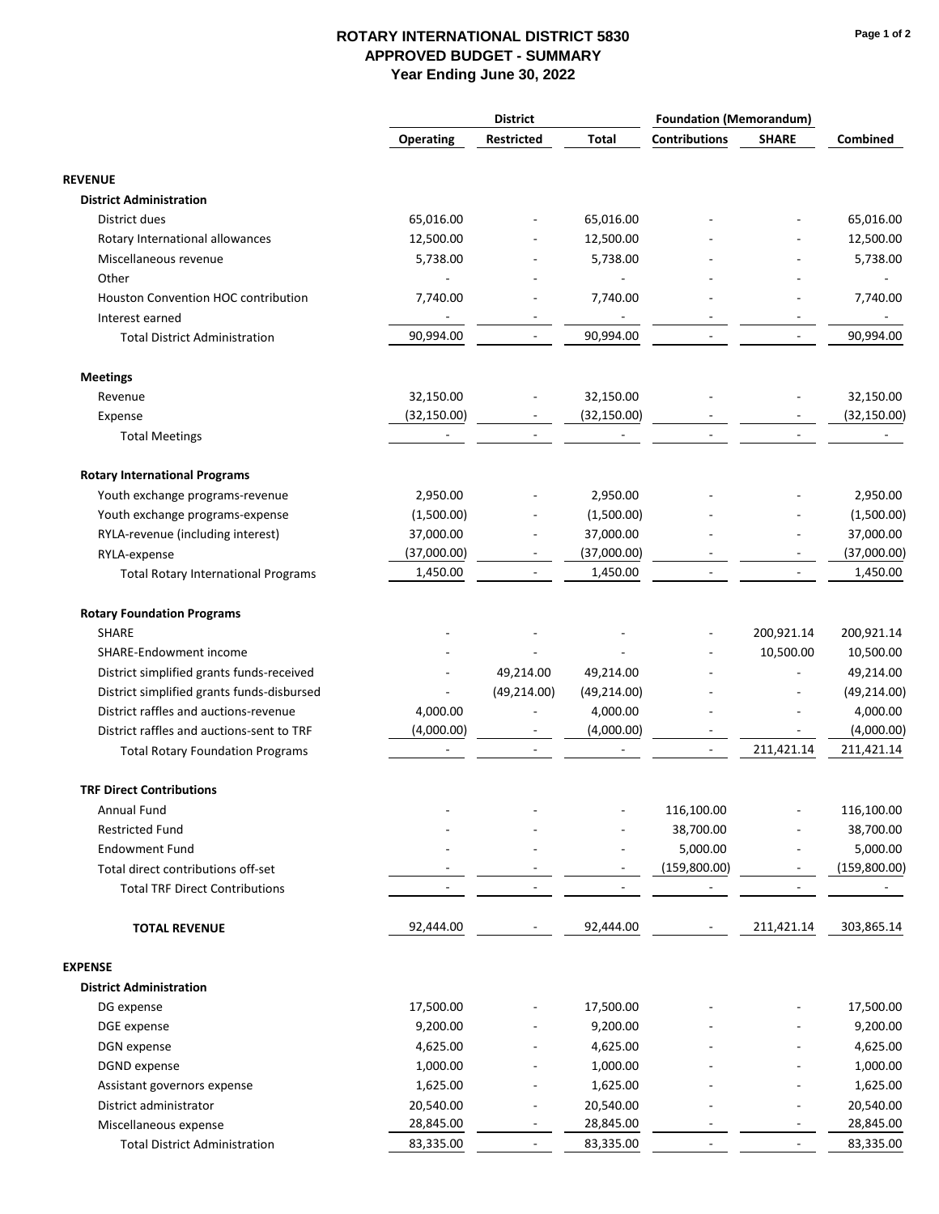# ROTARY INTERNATIONAL DISTRICT 5830
## APPROVED BUDGET - SUMMARY
### Year Ending June 30, 2022

| | District | | | Foundation (Memorandum) | | |
|---|---|---|---|---|---|---|
| | Operating | Restricted | Total | Contributions | SHARE | Combined |
| **REVENUE** | | | | | | |
| **District Administration** | | | | | | |
| District dues | 65,016.00 | - | 65,016.00 | - | - | 65,016.00 |
| Rotary International allowances | 12,500.00 | - | 12,500.00 | - | - | 12,500.00 |
| Miscellaneous revenue | 5,738.00 | - | 5,738.00 | - | - | 5,738.00 |
| Other | - | - | - | - | - | - |
| Houston Convention HOC contribution | 7,740.00 | - | 7,740.00 | - | - | 7,740.00 |
| Interest earned | - | - | - | - | - | - |
| Total District Administration | 90,994.00 | - | 90,994.00 | - | - | 90,994.00 |
| **Meetings** | | | | | | |
| Revenue | 32,150.00 | - | 32,150.00 | - | - | 32,150.00 |
| Expense | (32,150.00) | - | (32,150.00) | - | - | (32,150.00) |
| Total Meetings | - | - | - | - | - | - |
| **Rotary International Programs** | | | | | | |
| Youth exchange programs-revenue | 2,950.00 | - | 2,950.00 | - | - | 2,950.00 |
| Youth exchange programs-expense | (1,500.00) | - | (1,500.00) | - | - | (1,500.00) |
| RYLA-revenue (including interest) | 37,000.00 | - | 37,000.00 | - | - | 37,000.00 |
| RYLA-expense | (37,000.00) | - | (37,000.00) | - | - | (37,000.00) |
| Total Rotary International Programs | 1,450.00 | - | 1,450.00 | - | - | 1,450.00 |
| **Rotary Foundation Programs** | | | | | | |
| SHARE | - | - | - | - | 200,921.14 | 200,921.14 |
| SHARE-Endowment income | - | - | - | - | 10,500.00 | 10,500.00 |
| District simplified grants funds-received | - | 49,214.00 | 49,214.00 | - | - | 49,214.00 |
| District simplified grants funds-disbursed | - | (49,214.00) | (49,214.00) | - | - | (49,214.00) |
| District raffles and auctions-revenue | 4,000.00 | - | 4,000.00 | - | - | 4,000.00 |
| District raffles and auctions-sent to TRF | (4,000.00) | - | (4,000.00) | - | - | (4,000.00) |
| Total Rotary Foundation Programs | - | - | - | - | 211,421.14 | 211,421.14 |
| **TRF Direct Contributions** | | | | | | |
| Annual Fund | - | - | - | 116,100.00 | - | 116,100.00 |
| Restricted Fund | - | - | - | 38,700.00 | - | 38,700.00 |
| Endowment Fund | - | - | - | 5,000.00 | - | 5,000.00 |
| Total direct contributions off-set | - | - | - | (159,800.00) | - | (159,800.00) |
| Total TRF Direct Contributions | - | - | - | - | - | - |
| **TOTAL REVENUE** | 92,444.00 | - | 92,444.00 | - | 211,421.14 | 303,865.14 |
| **EXPENSE** | | | | | | |
| **District Administration** | | | | | | |
| DG expense | 17,500.00 | - | 17,500.00 | - | - | 17,500.00 |
| DGE expense | 9,200.00 | - | 9,200.00 | - | - | 9,200.00 |
| DGN expense | 4,625.00 | - | 4,625.00 | - | - | 4,625.00 |
| DGND expense | 1,000.00 | - | 1,000.00 | - | - | 1,000.00 |
| Assistant governors expense | 1,625.00 | - | 1,625.00 | - | - | 1,625.00 |
| District administrator | 20,540.00 | - | 20,540.00 | - | - | 20,540.00 |
| Miscellaneous expense | 28,845.00 | - | 28,845.00 | - | - | 28,845.00 |
| Total District Administration | 83,335.00 | - | 83,335.00 | - | - | 83,335.00 |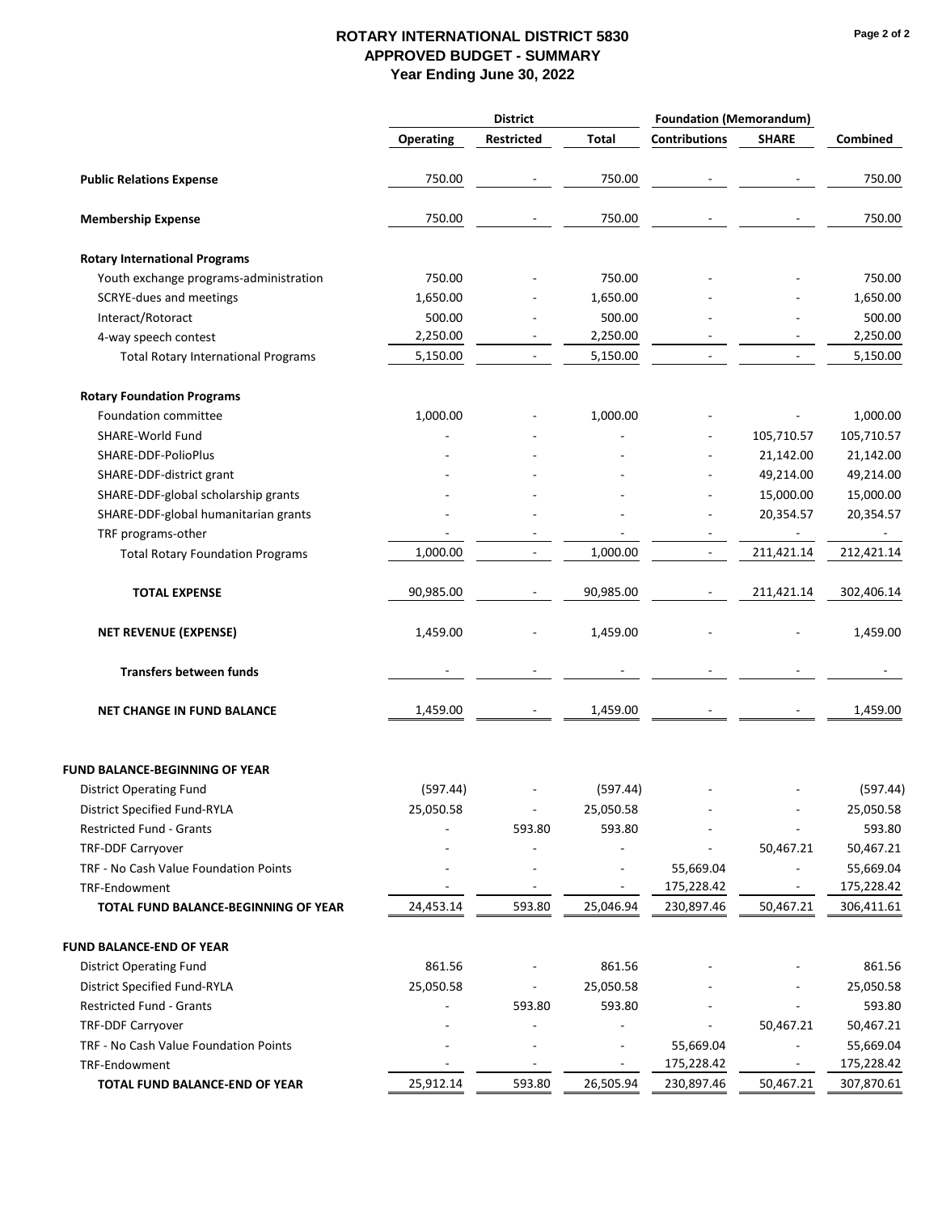# ROTARY INTERNATIONAL DISTRICT 5830
## APPROVED BUDGET - SUMMARY
### Year Ending June 30, 2022

| | District | | | Foundation (Memorandum) | | |
|---|---|---|---|---|---|---|
| | Operating | Restricted | Total | Contributions | SHARE | Combined |
| **Public Relations Expense** | 750.00 | - | 750.00 | - | - | 750.00 |
| **Membership Expense** | 750.00 | - | 750.00 | - | - | 750.00 |
| **Rotary International Programs** | | | | | | |
| Youth exchange programs-administration | 750.00 | - | 750.00 | - | - | 750.00 |
| SCRYE-dues and meetings | 1,650.00 | - | 1,650.00 | - | - | 1,650.00 |
| Interact/Rotoract | 500.00 | - | 500.00 | - | - | 500.00 |
| 4-way speech contest | 2,250.00 | - | 2,250.00 | - | - | 2,250.00 |
| Total Rotary International Programs | 5,150.00 | - | 5,150.00 | - | - | 5,150.00 |
| **Rotary Foundation Programs** | | | | | | |
| Foundation committee | 1,000.00 | - | 1,000.00 | - | - | 1,000.00 |
| SHARE-World Fund | - | - | - | - | 105,710.57 | 105,710.57 |
| SHARE-DDF-PolioPlus | - | - | - | - | 21,142.00 | 21,142.00 |
| SHARE-DDF-district grant | - | - | - | - | 49,214.00 | 49,214.00 |
| SHARE-DDF-global scholarship grants | - | - | - | - | 15,000.00 | 15,000.00 |
| SHARE-DDF-global humanitarian grants | - | - | - | - | 20,354.57 | 20,354.57 |
| TRF programs-other | - | - | - | - | - | - |
| Total Rotary Foundation Programs | 1,000.00 | - | 1,000.00 | - | 211,421.14 | 212,421.14 |
| **TOTAL EXPENSE** | 90,985.00 | - | 90,985.00 | - | 211,421.14 | 302,406.14 |
| **NET REVENUE (EXPENSE)** | 1,459.00 | - | 1,459.00 | - | - | 1,459.00 |
| **Transfers between funds** | - | - | - | - | - | - |
| **NET CHANGE IN FUND BALANCE** | 1,459.00 | - | 1,459.00 | - | - | 1,459.00 |
| **FUND BALANCE-BEGINNING OF YEAR** | | | | | | |
| District Operating Fund | (597.44) | - | (597.44) | - | - | (597.44) |
| District Specified Fund-RYLA | 25,050.58 | - | 25,050.58 | - | - | 25,050.58 |
| Restricted Fund - Grants | - | 593.80 | 593.80 | - | - | 593.80 |
| TRF-DDF Carryover | - | - | - | - | 50,467.21 | 50,467.21 |
| TRF - No Cash Value Foundation Points | - | - | - | 55,669.04 | - | 55,669.04 |
| TRF-Endowment | - | - | - | 175,228.42 | - | 175,228.42 |
| **TOTAL FUND BALANCE-BEGINNING OF YEAR** | 24,453.14 | 593.80 | 25,046.94 | 230,897.46 | 50,467.21 | 306,411.61 |
| **FUND BALANCE-END OF YEAR** | | | | | | |
| District Operating Fund | 861.56 | - | 861.56 | - | - | 861.56 |
| District Specified Fund-RYLA | 25,050.58 | - | 25,050.58 | - | - | 25,050.58 |
| Restricted Fund - Grants | - | 593.80 | 593.80 | - | - | 593.80 |
| TRF-DDF Carryover | - | - | - | - | 50,467.21 | 50,467.21 |
| TRF - No Cash Value Foundation Points | - | - | - | 55,669.04 | - | 55,669.04 |
| TRF-Endowment | - | - | - | 175,228.42 | - | 175,228.42 |
| **TOTAL FUND BALANCE-END OF YEAR** | 25,912.14 | 593.80 | 26,505.94 | 230,897.46 | 50,467.21 | 307,870.61 |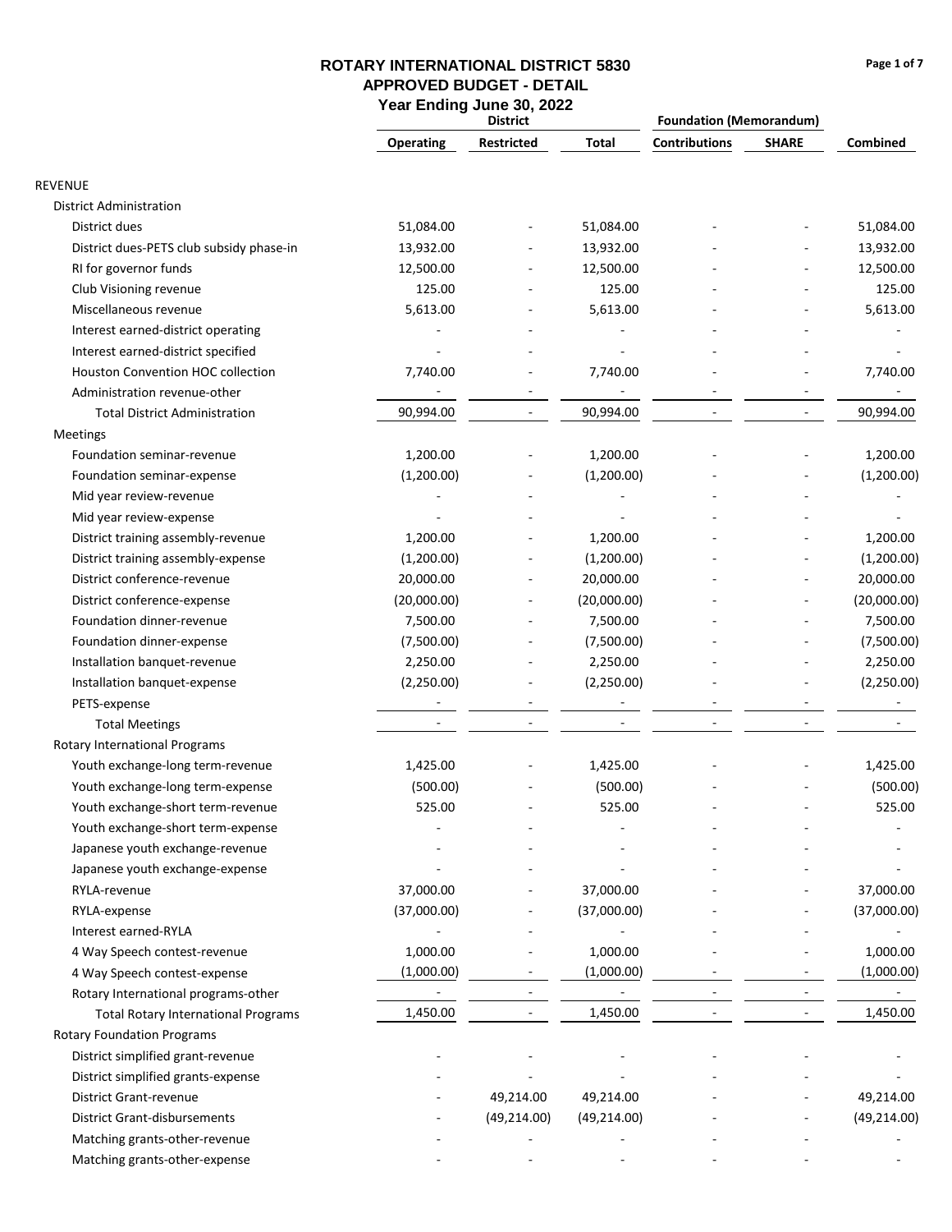# ROTARY INTERNATIONAL DISTRICT 5830
## APPROVED BUDGET - DETAIL
### Year Ending June 30, 2022

| | District | | | Foundation (Memorandum) | | |
|---|---|---|---|---|---|---|
| | **Operating** | **Restricted** | **Total** | **Contributions** | **SHARE** | **Combined** |
| REVENUE | | | | | | |
| District Administration | | | | | | |
| District dues | 51,084.00 | - | 51,084.00 | - | - | 51,084.00 |
| District dues-PETS club subsidy phase-in | 13,932.00 | - | 13,932.00 | - | - | 13,932.00 |
| RI for governor funds | 12,500.00 | - | 12,500.00 | - | - | 12,500.00 |
| Club Visioning revenue | 125.00 | - | 125.00 | - | - | 125.00 |
| Miscellaneous revenue | 5,613.00 | - | 5,613.00 | - | - | 5,613.00 |
| Interest earned-district operating | - | - | - | - | - | - |
| Interest earned-district specified | - | - | - | - | - | - |
| Houston Convention HOC collection | 7,740.00 | - | 7,740.00 | - | - | 7,740.00 |
| Administration revenue-other | - | - | - | - | - | - |
| Total District Administration | 90,994.00 | - | 90,994.00 | - | - | 90,994.00 |
| Meetings | | | | | | |
| Foundation seminar-revenue | 1,200.00 | - | 1,200.00 | - | - | 1,200.00 |
| Foundation seminar-expense | (1,200.00) | - | (1,200.00) | - | - | (1,200.00) |
| Mid year review-revenue | - | - | - | - | - | - |
| Mid year review-expense | - | - | - | - | - | - |
| District training assembly-revenue | 1,200.00 | - | 1,200.00 | - | - | 1,200.00 |
| District training assembly-expense | (1,200.00) | - | (1,200.00) | - | - | (1,200.00) |
| District conference-revenue | 20,000.00 | - | 20,000.00 | - | - | 20,000.00 |
| District conference-expense | (20,000.00) | - | (20,000.00) | - | - | (20,000.00) |
| Foundation dinner-revenue | 7,500.00 | - | 7,500.00 | - | - | 7,500.00 |
| Foundation dinner-expense | (7,500.00) | - | (7,500.00) | - | - | (7,500.00) |
| Installation banquet-revenue | 2,250.00 | - | 2,250.00 | - | - | 2,250.00 |
| Installation banquet-expense | (2,250.00) | - | (2,250.00) | - | - | (2,250.00) |
| PETS-expense | - | - | - | - | - | - |
| Total Meetings | - | - | - | - | - | - |
| Rotary International Programs | | | | | | |
| Youth exchange-long term-revenue | 1,425.00 | - | 1,425.00 | - | - | 1,425.00 |
| Youth exchange-long term-expense | (500.00) | - | (500.00) | - | - | (500.00) |
| Youth exchange-short term-revenue | 525.00 | - | 525.00 | - | - | 525.00 |
| Youth exchange-short term-expense | - | - | - | - | - | - |
| Japanese youth exchange-revenue | - | - | - | - | - | - |
| Japanese youth exchange-expense | - | - | - | - | - | - |
| RYLA-revenue | 37,000.00 | - | 37,000.00 | - | - | 37,000.00 |
| RYLA-expense | (37,000.00) | - | (37,000.00) | - | - | (37,000.00) |
| Interest earned-RYLA | - | - | - | - | - | - |
| 4 Way Speech contest-revenue | 1,000.00 | - | 1,000.00 | - | - | 1,000.00 |
| 4 Way Speech contest-expense | (1,000.00) | - | (1,000.00) | - | - | (1,000.00) |
| Rotary International programs-other | - | - | - | - | - | - |
| Total Rotary International Programs | 1,450.00 | - | 1,450.00 | - | - | 1,450.00 |
| Rotary Foundation Programs | | | | | | |
| District simplified grant-revenue | - | - | - | - | - | - |
| District simplified grants-expense | - | - | - | - | - | - |
| District Grant-revenue | - | 49,214.00 | 49,214.00 | - | - | 49,214.00 |
| District Grant-disbursements | - | (49,214.00) | (49,214.00) | - | - | (49,214.00) |
| Matching grants-other-revenue | - | - | - | - | - | - |
| Matching grants-other-expense | - | - | - | - | - | - |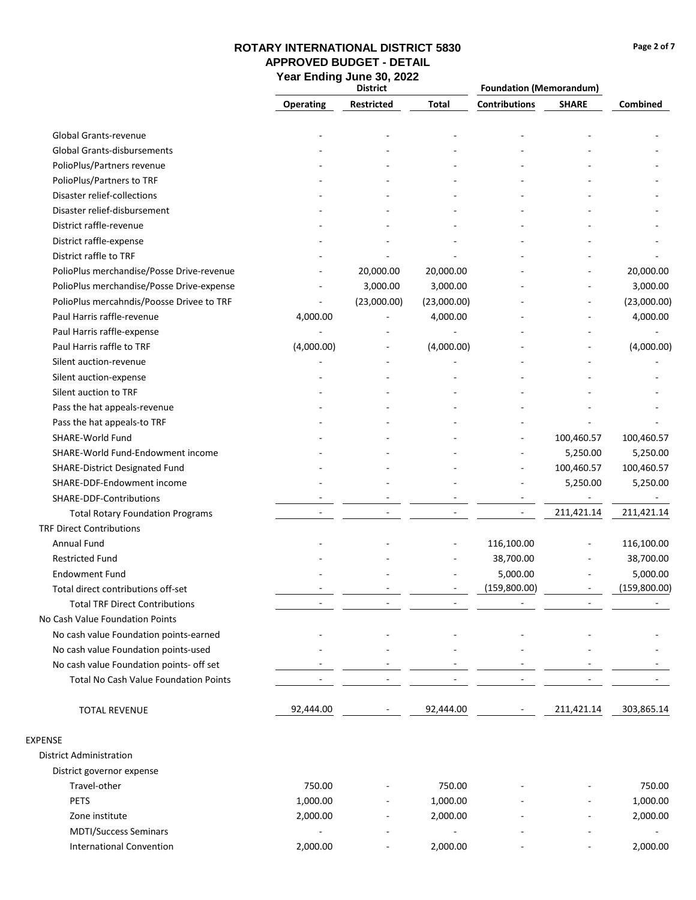**ROTARY INTERNATIONAL DISTRICT 5830**
**APPROVED BUDGET - DETAIL**
**Year Ending June 30, 2022**

| | District | | | Foundation (Memorandum) | | |
|---|---|---|---|---|---|---|
| | Operating | Restricted | Total | Contributions | SHARE | Combined |
| Global Grants-revenue | - | - | - | - | - | - |
| Global Grants-disbursements | - | - | - | - | - | - |
| PolioPlus/Partners revenue | - | - | - | - | - | - |
| PolioPlus/Partners to TRF | - | - | - | - | - | - |
| Disaster relief-collections | - | - | - | - | - | - |
| Disaster relief-disbursement | - | - | - | - | - | - |
| District raffle-revenue | - | - | - | - | - | - |
| District raffle-expense | - | - | - | - | - | - |
| District raffle to TRF | - | - | - | - | - | - |
| PolioPlus merchandise/Posse Drive-revenue | - | 20,000.00 | 20,000.00 | - | - | 20,000.00 |
| PolioPlus merchandise/Posse Drive-expense | - | 3,000.00 | 3,000.00 | - | - | 3,000.00 |
| PolioPlus mercahndis/Poosse Drivee to TRF | - | (23,000.00) | (23,000.00) | - | - | (23,000.00) |
| Paul Harris raffle-revenue | 4,000.00 | - | 4,000.00 | - | - | 4,000.00 |
| Paul Harris raffle-expense | - | - | - | - | - | - |
| Paul Harris raffle to TRF | (4,000.00) | - | (4,000.00) | - | - | (4,000.00) |
| Silent auction-revenue | - | - | - | - | - | - |
| Silent auction-expense | - | - | - | - | - | - |
| Silent auction to TRF | - | - | - | - | - | - |
| Pass the hat appeals-revenue | - | - | - | - | - | - |
| Pass the hat appeals-to TRF | - | - | - | - | - | - |
| SHARE-World Fund | - | - | - | - | 100,460.57 | 100,460.57 |
| SHARE-World Fund-Endowment income | - | - | - | - | 5,250.00 | 5,250.00 |
| SHARE-District Designated Fund | - | - | - | - | 100,460.57 | 100,460.57 |
| SHARE-DDF-Endowment income | - | - | - | - | 5,250.00 | 5,250.00 |
| SHARE-DDF-Contributions | - | - | - | - | - | - |
| Total Rotary Foundation Programs | - | - | - | - | 211,421.14 | 211,421.14 |
| TRF Direct Contributions | | | | | | |
| Annual Fund | - | - | - | 116,100.00 | - | 116,100.00 |
| Restricted Fund | - | - | - | 38,700.00 | - | 38,700.00 |
| Endowment Fund | - | - | - | 5,000.00 | - | 5,000.00 |
| Total direct contributions off-set | - | - | - | (159,800.00) | - | (159,800.00) |
| Total TRF Direct Contributions | - | - | - | - | - | - |
| No Cash Value Foundation Points | | | | | | |
| No cash value Foundation points-earned | - | - | - | - | - | - |
| No cash value Foundation points-used | - | - | - | - | - | - |
| No cash value Foundation points- off set | - | - | - | - | - | - |
| Total No Cash Value Foundation Points | - | - | - | - | - | - |
| TOTAL REVENUE | 92,444.00 | - | 92,444.00 | - | 211,421.14 | 303,865.14 |
| EXPENSE | | | | | | |
| District Administration | | | | | | |
| District governor expense | | | | | | |
| Travel-other | 750.00 | - | 750.00 | - | - | 750.00 |
| PETS | 1,000.00 | - | 1,000.00 | - | - | 1,000.00 |
| Zone institute | 2,000.00 | - | 2,000.00 | - | - | 2,000.00 |
| MDTI/Success Seminars | - | - | - | - | - | - |
| International Convention | 2,000.00 | - | 2,000.00 | - | - | 2,000.00 |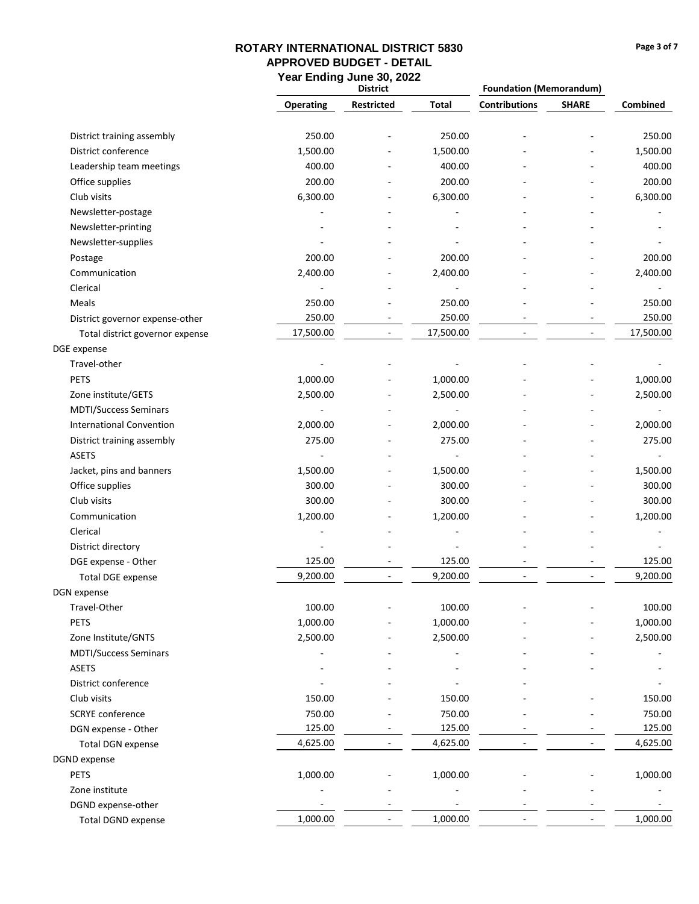# ROTARY INTERNATIONAL DISTRICT 5830
## APPROVED BUDGET - DETAIL
### Year Ending June 30, 2022

| | District | | | Foundation (Memorandum) | | |
|---|---|---|---|---|---|---|
| | Operating | Restricted | Total | Contributions | SHARE | Combined |
| District training assembly | 250.00 | - | 250.00 | - | - | 250.00 |
| District conference | 1,500.00 | - | 1,500.00 | - | - | 1,500.00 |
| Leadership team meetings | 400.00 | - | 400.00 | - | - | 400.00 |
| Office supplies | 200.00 | - | 200.00 | - | - | 200.00 |
| Club visits | 6,300.00 | - | 6,300.00 | - | - | 6,300.00 |
| Newsletter-postage | - | - | - | - | - | - |
| Newsletter-printing | - | - | - | - | - | - |
| Newsletter-supplies | - | - | - | - | - | - |
| Postage | 200.00 | - | 200.00 | - | - | 200.00 |
| Communication | 2,400.00 | - | 2,400.00 | - | - | 2,400.00 |
| Clerical | - | - | - | - | - | - |
| Meals | 250.00 | - | 250.00 | - | - | 250.00 |
| District governor expense-other | 250.00 | - | 250.00 | - | - | 250.00 |
| Total district governor expense | 17,500.00 | - | 17,500.00 | - | - | 17,500.00 |
| DGE expense | | | | | | |
| Travel-other | - | - | - | - | - | - |
| PETS | 1,000.00 | - | 1,000.00 | - | - | 1,000.00 |
| Zone institute/GETS | 2,500.00 | - | 2,500.00 | - | - | 2,500.00 |
| MDTI/Success Seminars | - | - | - | - | - | - |
| International Convention | 2,000.00 | - | 2,000.00 | - | - | 2,000.00 |
| District training assembly | 275.00 | - | 275.00 | - | - | 275.00 |
| ASETS | - | - | - | - | - | - |
| Jacket, pins and banners | 1,500.00 | - | 1,500.00 | - | - | 1,500.00 |
| Office supplies | 300.00 | - | 300.00 | - | - | 300.00 |
| Club visits | 300.00 | - | 300.00 | - | - | 300.00 |
| Communication | 1,200.00 | - | 1,200.00 | - | - | 1,200.00 |
| Clerical | - | - | - | - | - | - |
| District directory | - | - | - | - | - | - |
| DGE expense - Other | 125.00 | - | 125.00 | - | - | 125.00 |
| Total DGE expense | 9,200.00 | - | 9,200.00 | - | - | 9,200.00 |
| DGN expense | | | | | | |
| Travel-Other | 100.00 | - | 100.00 | - | - | 100.00 |
| PETS | 1,000.00 | - | 1,000.00 | - | - | 1,000.00 |
| Zone Institute/GNTS | 2,500.00 | - | 2,500.00 | - | - | 2,500.00 |
| MDTI/Success Seminars | - | - | - | - | - | - |
| ASETS | - | - | - | - | - | - |
| District conference | - | - | - | - | | - |
| Club visits | 150.00 | - | 150.00 | - | - | 150.00 |
| SCRYE conference | 750.00 | - | 750.00 | - | - | 750.00 |
| DGN expense - Other | 125.00 | - | 125.00 | - | - | 125.00 |
| Total DGN expense | 4,625.00 | - | 4,625.00 | - | - | 4,625.00 |
| DGND expense | | | | | | |
| PETS | 1,000.00 | - | 1,000.00 | - | - | 1,000.00 |
| Zone institute | - | - | - | - | - | - |
| DGND expense-other | - | - | - | - | - | - |
| Total DGND expense | 1,000.00 | - | 1,000.00 | - | - | 1,000.00 |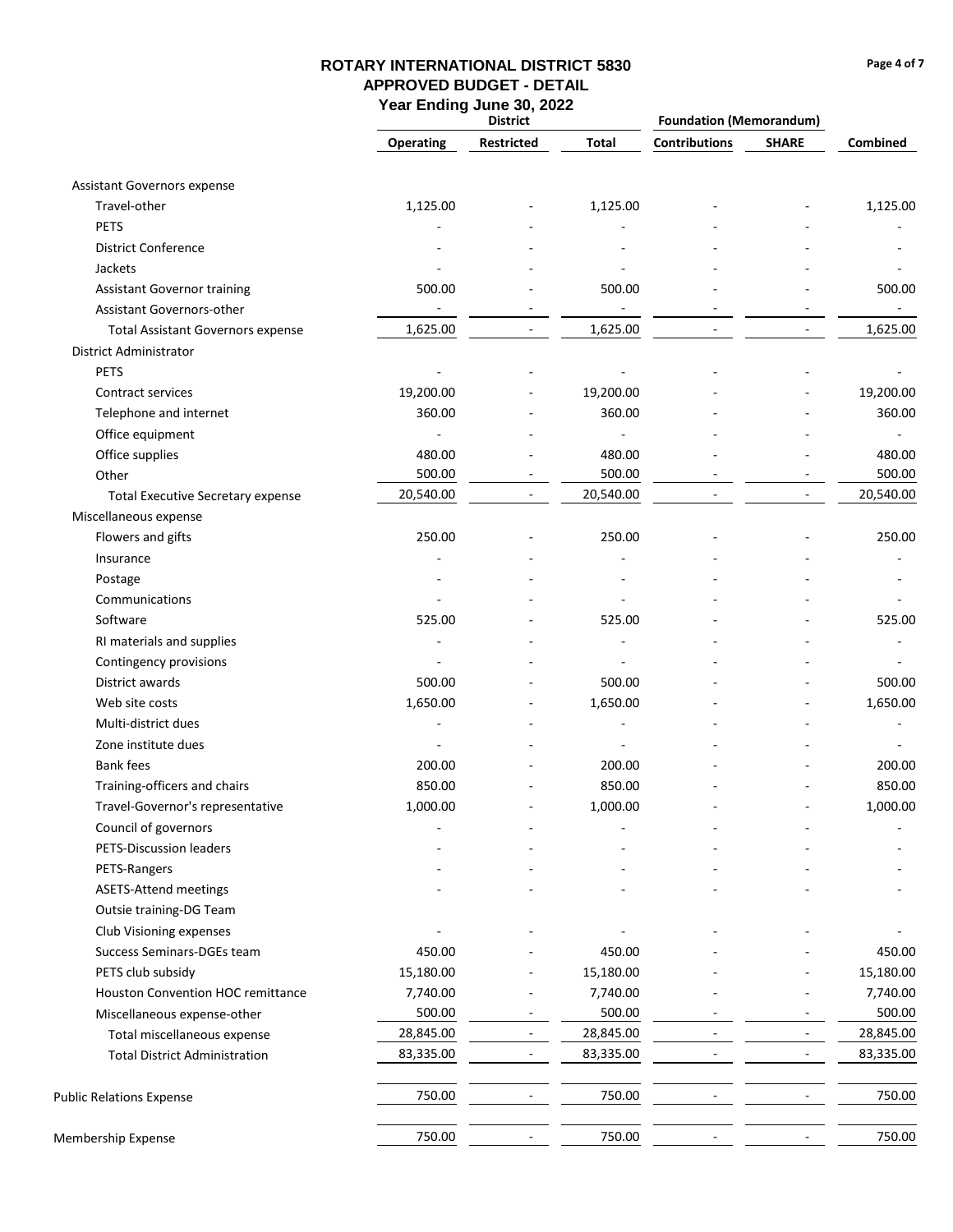# ROTARY INTERNATIONAL DISTRICT 5830
## APPROVED BUDGET - DETAIL
### Year Ending June 30, 2022

| | District | | | Foundation (Memorandum) | | |
|---|---|---|---|---|---|---|
| | Operating | Restricted | Total | Contributions | SHARE | Combined |
| Assistant Governors expense | | | | | | |
| Travel-other | 1,125.00 | - | 1,125.00 | - | - | 1,125.00 |
| PETS | - | - | - | - | - | - |
| District Conference | - | - | - | - | - | - |
| Jackets | - | - | - | - | - | - |
| Assistant Governor training | 500.00 | - | 500.00 | - | - | 500.00 |
| Assistant Governors-other | - | - | - | - | - | - |
| Total Assistant Governors expense | 1,625.00 | - | 1,625.00 | - | - | 1,625.00 |
| District Administrator | | | | | | |
| PETS | - | - | - | - | - | - |
| Contract services | 19,200.00 | - | 19,200.00 | - | - | 19,200.00 |
| Telephone and internet | 360.00 | - | 360.00 | - | - | 360.00 |
| Office equipment | - | - | - | - | - | - |
| Office supplies | 480.00 | - | 480.00 | - | - | 480.00 |
| Other | 500.00 | - | 500.00 | - | - | 500.00 |
| Total Executive Secretary expense | 20,540.00 | - | 20,540.00 | - | - | 20,540.00 |
| Miscellaneous expense | | | | | | |
| Flowers and gifts | 250.00 | - | 250.00 | - | - | 250.00 |
| Insurance | - | - | - | - | - | - |
| Postage | - | - | - | - | - | - |
| Communications | - | - | - | - | - | - |
| Software | 525.00 | - | 525.00 | - | - | 525.00 |
| RI materials and supplies | - | - | - | - | - | - |
| Contingency provisions | - | - | - | - | - | - |
| District awards | 500.00 | - | 500.00 | - | - | 500.00 |
| Web site costs | 1,650.00 | - | 1,650.00 | - | - | 1,650.00 |
| Multi-district dues | - | - | - | - | - | - |
| Zone institute dues | - | - | - | - | - | - |
| Bank fees | 200.00 | - | 200.00 | - | - | 200.00 |
| Training-officers and chairs | 850.00 | - | 850.00 | - | - | 850.00 |
| Travel-Governor's representative | 1,000.00 | - | 1,000.00 | - | - | 1,000.00 |
| Council of governors | - | - | - | - | - | - |
| PETS-Discussion leaders | - | - | - | - | - | - |
| PETS-Rangers | - | - | - | - | - | - |
| ASETS-Attend meetings | - | - | - | - | - | - |
| Outsie training-DG Team | | | | | | |
| Club Visioning expenses | - | - | - | - | - | - |
| Success Seminars-DGEs team | 450.00 | - | 450.00 | - | - | 450.00 |
| PETS club subsidy | 15,180.00 | - | 15,180.00 | - | - | 15,180.00 |
| Houston Convention HOC remittance | 7,740.00 | - | 7,740.00 | - | - | 7,740.00 |
| Miscellaneous expense-other | 500.00 | - | 500.00 | - | - | 500.00 |
| Total miscellaneous expense | 28,845.00 | - | 28,845.00 | - | - | 28,845.00 |
| Total District Administration | 83,335.00 | - | 83,335.00 | - | - | 83,335.00 |
| Public Relations Expense | 750.00 | - | 750.00 | - | - | 750.00 |
| Membership Expense | 750.00 | - | 750.00 | - | - | 750.00 |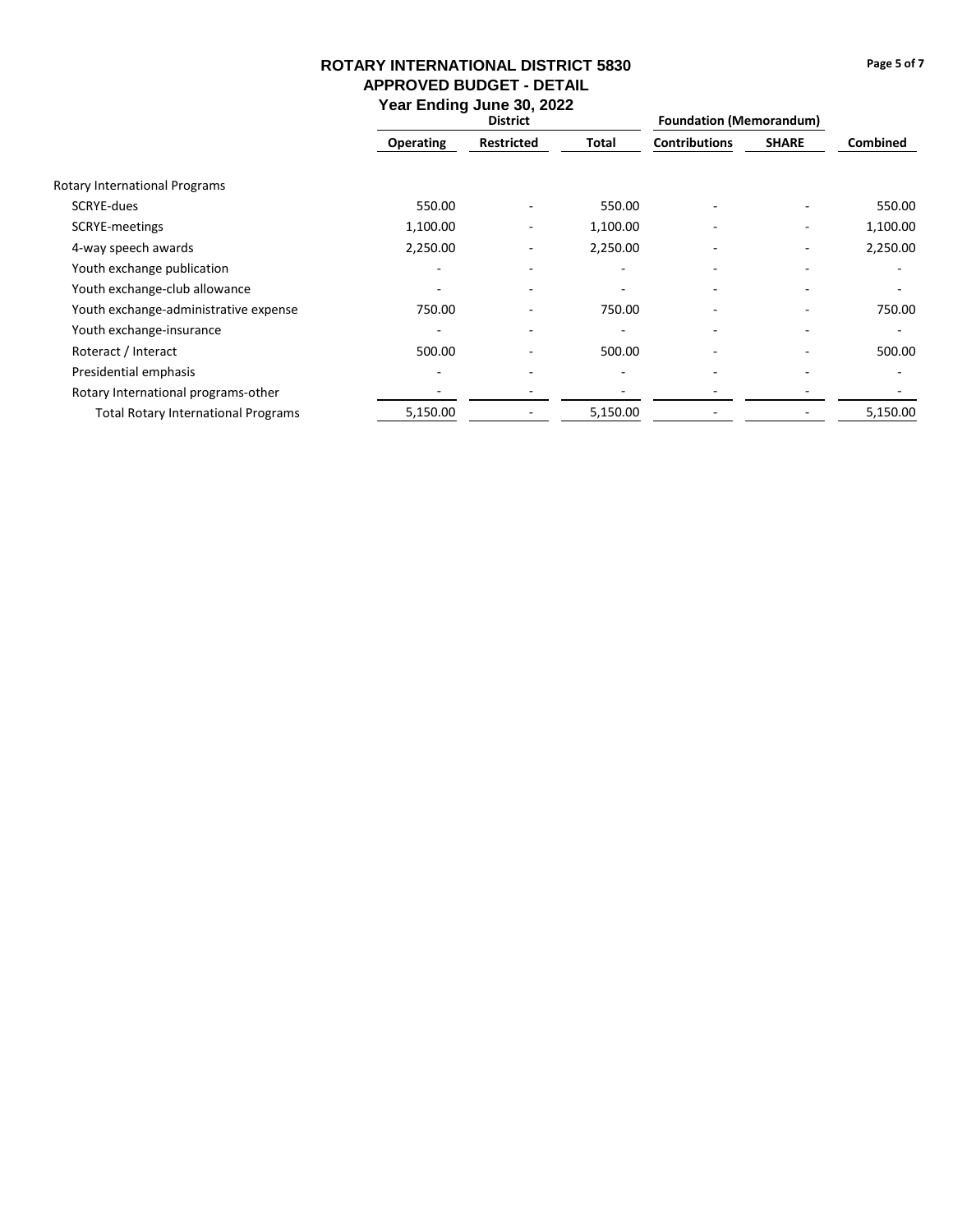# ROTARY INTERNATIONAL DISTRICT 5830
## APPROVED BUDGET - DETAIL
### Year Ending June 30, 2022

| | District | | | Foundation (Memorandum) | | |
|---|---|---|---|---|---|---|
| | **Operating** | **Restricted** | **Total** | **Contributions** | **SHARE** | **Combined** |
| Rotary International Programs | | | | | | |
| SCRYE-dues | 550.00 | - | 550.00 | - | - | 550.00 |
| SCRYE-meetings | 1,100.00 | - | 1,100.00 | - | - | 1,100.00 |
| 4-way speech awards | 2,250.00 | - | 2,250.00 | - | - | 2,250.00 |
| Youth exchange publication | - | - | - | - | - | - |
| Youth exchange-club allowance | - | - | - | - | - | - |
| Youth exchange-administrative expense | 750.00 | - | 750.00 | - | - | 750.00 |
| Youth exchange-insurance | - | - | - | - | - | - |
| Roteract / Interact | 500.00 | - | 500.00 | - | - | 500.00 |
| Presidential emphasis | - | - | - | - | - | - |
| Rotary International programs-other | - | - | - | - | - | - |
| Total Rotary International Programs | 5,150.00 | - | 5,150.00 | - | - | 5,150.00 |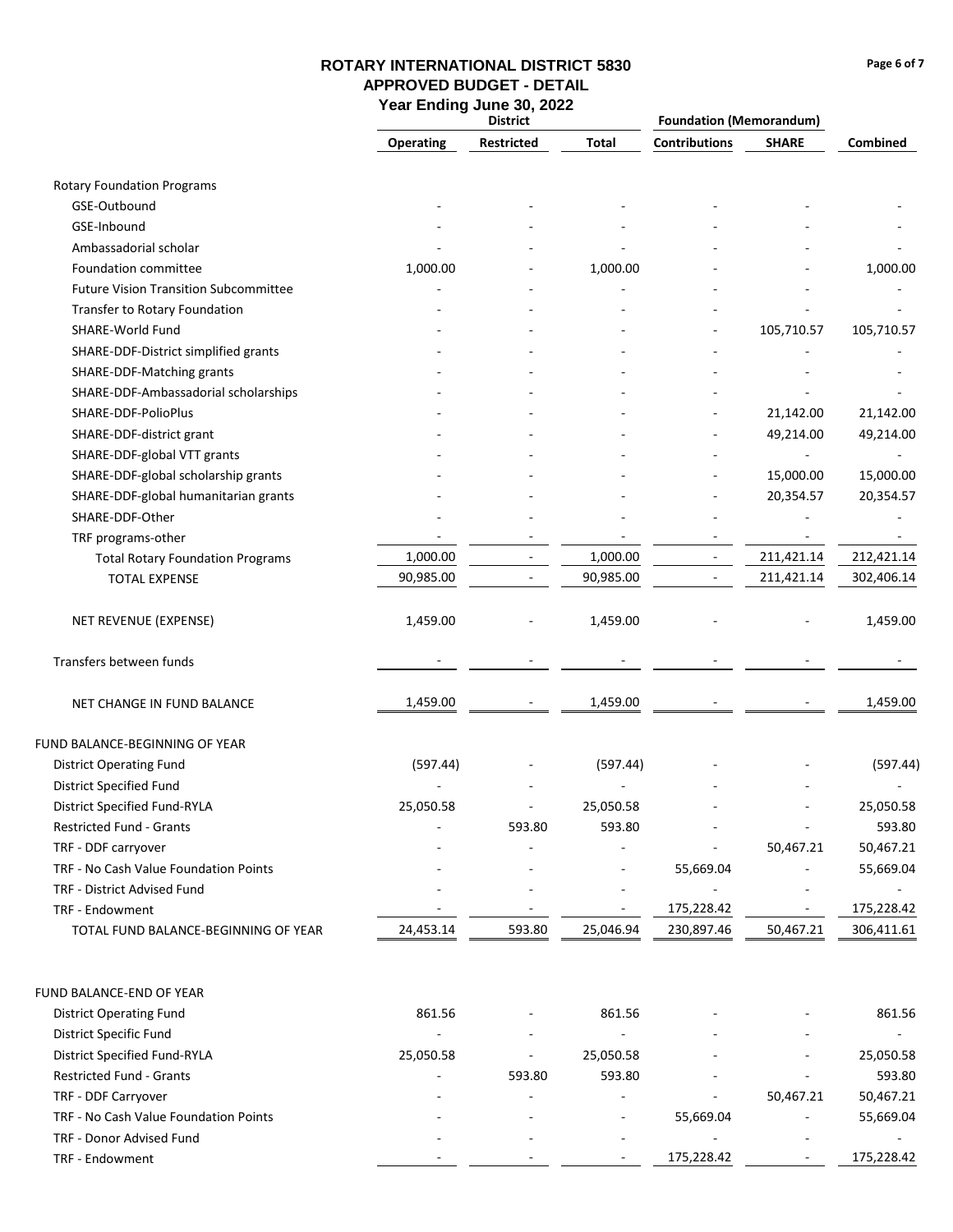# ROTARY INTERNATIONAL DISTRICT 5830
## APPROVED BUDGET - DETAIL
### Year Ending June 30, 2022

| | District | | | Foundation (Memorandum) | | |
|---|---|---|---|---|---|---|
| | Operating | Restricted | Total | Contributions | SHARE | Combined |
| Rotary Foundation Programs | | | | | | |
| GSE-Outbound | - | - | - | - | - | - |
| GSE-Inbound | - | - | - | - | - | - |
| Ambassadorial scholar | - | - | - | - | - | - |
| Foundation committee | 1,000.00 | - | 1,000.00 | - | - | 1,000.00 |
| Future Vision Transition Subcommittee | - | - | - | - | - | - |
| Transfer to Rotary Foundation | - | - | - | - | - | - |
| SHARE-World Fund | - | - | - | - | 105,710.57 | 105,710.57 |
| SHARE-DDF-District simplified grants | - | - | - | - | - | - |
| SHARE-DDF-Matching grants | - | - | - | - | - | - |
| SHARE-DDF-Ambassadorial scholarships | - | - | - | - | - | - |
| SHARE-DDF-PolioPlus | - | - | - | - | 21,142.00 | 21,142.00 |
| SHARE-DDF-district grant | - | - | - | - | 49,214.00 | 49,214.00 |
| SHARE-DDF-global VTT grants | - | - | - | - | - | - |
| SHARE-DDF-global scholarship grants | - | - | - | - | 15,000.00 | 15,000.00 |
| SHARE-DDF-global humanitarian grants | - | - | - | - | 20,354.57 | 20,354.57 |
| SHARE-DDF-Other | - | - | - | - | - | - |
| TRF programs-other | - | - | - | - | - | - |
| Total Rotary Foundation Programs | 1,000.00 | - | 1,000.00 | - | 211,421.14 | 212,421.14 |
| TOTAL EXPENSE | 90,985.00 | - | 90,985.00 | - | 211,421.14 | 302,406.14 |
| NET REVENUE (EXPENSE) | 1,459.00 | - | 1,459.00 | - | - | 1,459.00 |
| Transfers between funds | - | - | - | - | - | - |
| NET CHANGE IN FUND BALANCE | 1,459.00 | - | 1,459.00 | - | - | 1,459.00 |
| FUND BALANCE-BEGINNING OF YEAR | | | | | | |
| District Operating Fund | (597.44) | - | (597.44) | - | - | (597.44) |
| District Specified Fund | - | - | - | - | - | - |
| District Specified Fund-RYLA | 25,050.58 | - | 25,050.58 | - | - | 25,050.58 |
| Restricted Fund - Grants | - | 593.80 | 593.80 | - | - | 593.80 |
| TRF - DDF carryover | - | - | - | - | 50,467.21 | 50,467.21 |
| TRF - No Cash Value Foundation Points | - | - | - | 55,669.04 | - | 55,669.04 |
| TRF - District Advised Fund | - | - | - | - | - | - |
| TRF - Endowment | - | - | - | 175,228.42 | - | 175,228.42 |
| TOTAL FUND BALANCE-BEGINNING OF YEAR | 24,453.14 | 593.80 | 25,046.94 | 230,897.46 | 50,467.21 | 306,411.61 |
| FUND BALANCE-END OF YEAR | | | | | | |
| District Operating Fund | 861.56 | - | 861.56 | - | - | 861.56 |
| District Specific Fund | - | - | - | - | - | - |
| District Specified Fund-RYLA | 25,050.58 | - | 25,050.58 | - | - | 25,050.58 |
| Restricted Fund - Grants | - | 593.80 | 593.80 | - | - | 593.80 |
| TRF - DDF Carryover | - | - | - | - | 50,467.21 | 50,467.21 |
| TRF - No Cash Value Foundation Points | - | - | - | 55,669.04 | - | 55,669.04 |
| TRF - Donor Advised Fund | - | - | - | - | - | - |
| TRF - Endowment | - | - | - | 175,228.42 | - | 175,228.42 |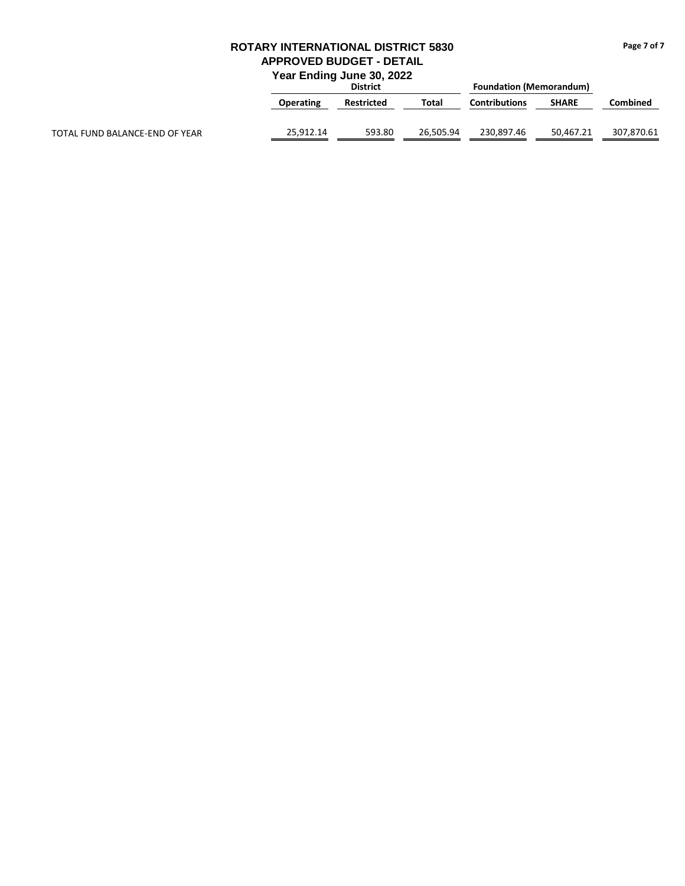# ROTARY INTERNATIONAL DISTRICT 5830
## APPROVED BUDGET - DETAIL
### Year Ending June 30, 2022

| | District | | | Foundation (Memorandum) | | |
|---|---|---|---|---|---|---|
| | Operating | Restricted | Total | Contributions | SHARE | Combined |
| TOTAL FUND BALANCE-END OF YEAR | 25,912.14 | 593.80 | 26,505.94 | 230,897.46 | 50,467.21 | 307,870.61 |